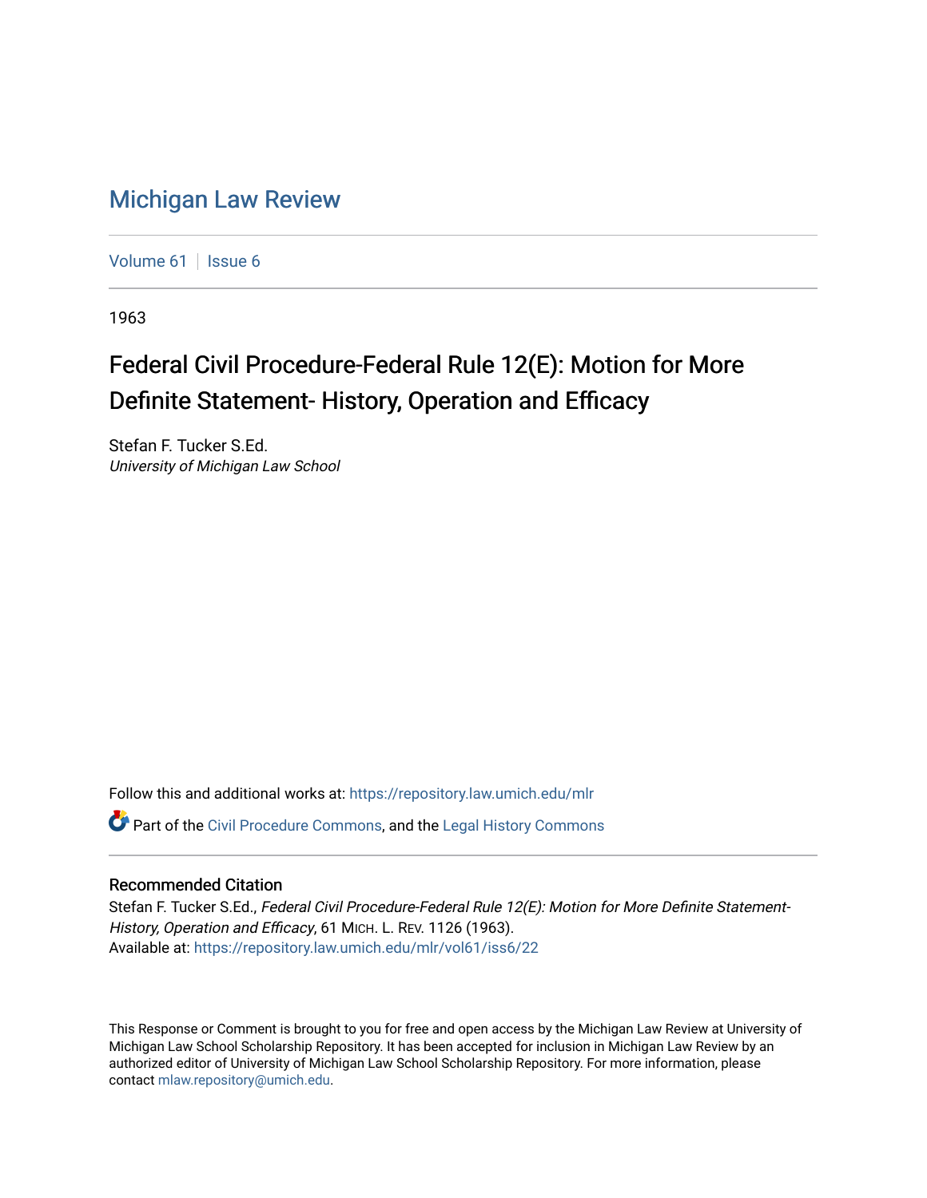# Michigan Law Review

Volume 61 | Issue 6

1963

## Federal Civil Procedure-Federal Rule 12(E): Motion for More Definite Statement- History, Operation and Efficacy

Stefan F. Tucker S.Ed.
*University of Michigan Law School*

Follow this and additional works at: https://repository.law.umich.edu/mlr

Part of the Civil Procedure Commons, and the Legal History Commons

### Recommended Citation

Stefan F. Tucker S.Ed., *Federal Civil Procedure-Federal Rule 12(E): Motion for More Definite Statement-History, Operation and Efficacy*, 61 MICH. L. REV. 1126 (1963).
Available at: https://repository.law.umich.edu/mlr/vol61/iss6/22

This Response or Comment is brought to you for free and open access by the Michigan Law Review at University of Michigan Law School Scholarship Repository. It has been accepted for inclusion in Michigan Law Review by an authorized editor of University of Michigan Law School Scholarship Repository. For more information, please contact mlaw.repository@umich.edu.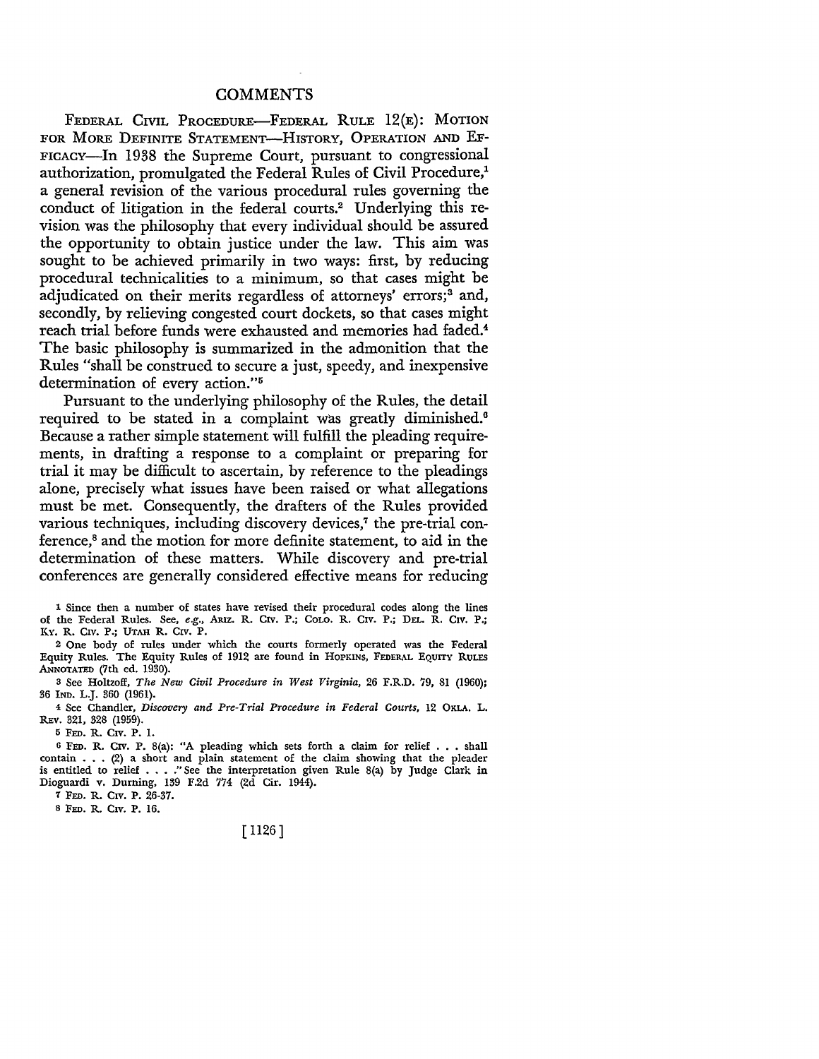# COMMENTS

FEDERAL CIVIL PROCEDURE—FEDERAL RULE 12(E): MOTION FOR MORE DEFINITE STATEMENT—HISTORY, OPERATION AND EFFICACY—In 1938 the Supreme Court, pursuant to congressional authorization, promulgated the Federal Rules of Civil Procedure,[1] a general revision of the various procedural rules governing the conduct of litigation in the federal courts.[2] Underlying this revision was the philosophy that every individual should be assured the opportunity to obtain justice under the law. This aim was sought to be achieved primarily in two ways: first, by reducing procedural technicalities to a minimum, so that cases might be adjudicated on their merits regardless of attorneys' errors;[3] and, secondly, by relieving congested court dockets, so that cases might reach trial before funds were exhausted and memories had faded.[4] The basic philosophy is summarized in the admonition that the Rules "shall be construed to secure a just, speedy, and inexpensive determination of every action."[5]

Pursuant to the underlying philosophy of the Rules, the detail required to be stated in a complaint was greatly diminished.[6] Because a rather simple statement will fulfill the pleading requirements, in drafting a response to a complaint or preparing for trial it may be difficult to ascertain, by reference to the pleadings alone, precisely what issues have been raised or what allegations must be met. Consequently, the drafters of the Rules provided various techniques, including discovery devices,[7] the pre-trial conference,[8] and the motion for more definite statement, to aid in the determination of these matters. While discovery and pre-trial conferences are generally considered effective means for reducing

---

1 Since then a number of states have revised their procedural codes along the lines of the Federal Rules. See, *e.g.*, ARIZ. R. CIV. P.; COLO. R. CIV. P.; DEL. R. CIV. P.; KY. R. CIV. P.; UTAH R. CIV. P.

2 One body of rules under which the courts formerly operated was the Federal Equity Rules. The Equity Rules of 1912 are found in HOPKINS, FEDERAL EQUITY RULES ANNOTATED (7th ed. 1930).

3 See Holtzoff, *The New Civil Procedure in West Virginia*, 26 F.R.D. 79, 81 (1960); 36 IND. L.J. 360 (1961).

4 See Chandler, *Discovery and Pre-Trial Procedure in Federal Courts*, 12 OKLA. L. REV. 321, 328 (1959).

5 FED. R. CIV. P. 1.

6 FED. R. CIV. P. 8(a): "A pleading which sets forth a claim for relief . . . shall contain . . . (2) a short and plain statement of the claim showing that the pleader is entitled to relief . . . ." See the interpretation given Rule 8(a) by Judge Clark in Dioguardi v. Durning, 139 F.2d 774 (2d Cir. 1944).

7 FED. R. CIV. P. 26-37.

8 FED. R. CIV. P. 16.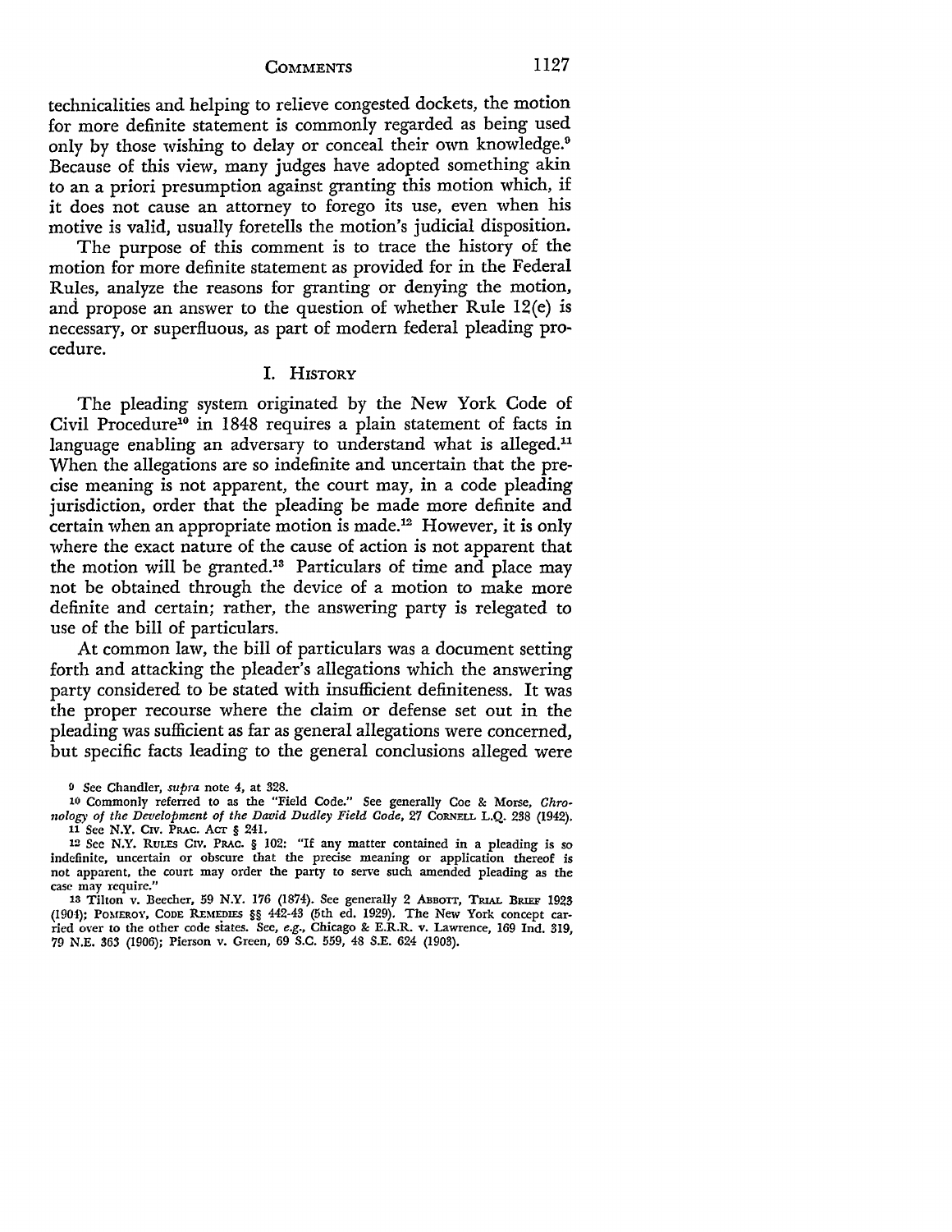technicalities and helping to relieve congested dockets, the motion for more definite statement is commonly regarded as being used only by those wishing to delay or conceal their own knowledge.[9] Because of this view, many judges have adopted something akin to an a priori presumption against granting this motion which, if it does not cause an attorney to forego its use, even when his motive is valid, usually foretells the motion's judicial disposition.

The purpose of this comment is to trace the history of the motion for more definite statement as provided for in the Federal Rules, analyze the reasons for granting or denying the motion, and propose an answer to the question of whether Rule 12(e) is necessary, or superfluous, as part of modern federal pleading procedure.

## I. History

The pleading system originated by the New York Code of Civil Procedure[10] in 1848 requires a plain statement of facts in language enabling an adversary to understand what is alleged.[11] When the allegations are so indefinite and uncertain that the precise meaning is not apparent, the court may, in a code pleading jurisdiction, order that the pleading be made more definite and certain when an appropriate motion is made.[12] However, it is only where the exact nature of the cause of action is not apparent that the motion will be granted.[13] Particulars of time and place may not be obtained through the device of a motion to make more definite and certain; rather, the answering party is relegated to use of the bill of particulars.

At common law, the bill of particulars was a document setting forth and attacking the pleader's allegations which the answering party considered to be stated with insufficient definiteness. It was the proper recourse where the claim or defense set out in the pleading was sufficient as far as general allegations were concerned, but specific facts leading to the general conclusions alleged were

---

[9] See Chandler, *supra* note 4, at 328.

[10] Commonly referred to as the "Field Code." See generally Coe & Morse, *Chronology of the Development of the David Dudley Field Code*, 27 Cornell L.Q. 238 (1942).

[11] See N.Y. Civ. Prac. Act § 241.

[12] See N.Y. Rules Civ. Prac. § 102: "If any matter contained in a pleading is so indefinite, uncertain or obscure that the precise meaning or application thereof is not apparent, the court may order the party to serve such amended pleading as the case may require."

[13] Tilton v. Beecher, 59 N.Y. 176 (1874). See generally 2 Abbott, Trial Brief 1923 (1901); Pomeroy, Code Remedies §§ 442-43 (5th ed. 1929). The New York concept carried over to the other code states. See, *e.g.*, Chicago & E.R.R. v. Lawrence, 169 Ind. 319, 79 N.E. 363 (1906); Pierson v. Green, 69 S.C. 559, 48 S.E. 624 (1903).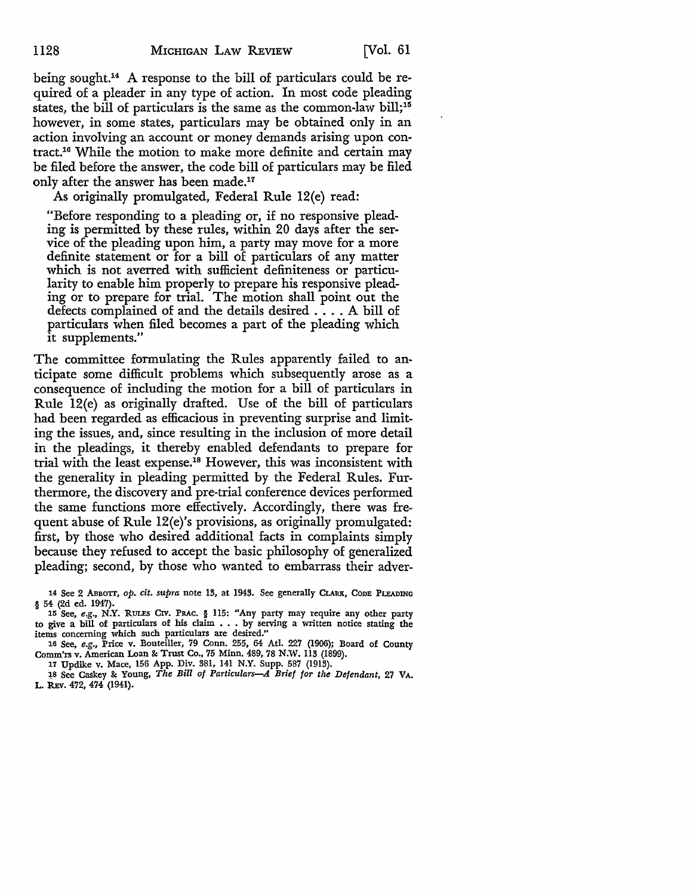being sought.[14] A response to the bill of particulars could be required of a pleader in any type of action. In most code pleading states, the bill of particulars is the same as the common-law bill;[15] however, in some states, particulars may be obtained only in an action involving an account or money demands arising upon contract.[16] While the motion to make more definite and certain may be filed before the answer, the code bill of particulars may be filed only after the answer has been made.[17]

As originally promulgated, Federal Rule 12(e) read:

> "Before responding to a pleading or, if no responsive pleading is permitted by these rules, within 20 days after the service of the pleading upon him, a party may move for a more definite statement or for a bill of particulars of any matter which is not averred with sufficient definiteness or particularity to enable him properly to prepare his responsive pleading or to prepare for trial. The motion shall point out the defects complained of and the details desired . . . . A bill of particulars when filed becomes a part of the pleading which it supplements."

The committee formulating the Rules apparently failed to anticipate some difficult problems which subsequently arose as a consequence of including the motion for a bill of particulars in Rule 12(e) as originally drafted. Use of the bill of particulars had been regarded as efficacious in preventing surprise and limiting the issues, and, since resulting in the inclusion of more detail in the pleadings, it thereby enabled defendants to prepare for trial with the least expense.[18] However, this was inconsistent with the generality in pleading permitted by the Federal Rules. Furthermore, the discovery and pre-trial conference devices performed the same functions more effectively. Accordingly, there was frequent abuse of Rule 12(e)'s provisions, as originally promulgated: first, by those who desired additional facts in complaints simply because they refused to accept the basic philosophy of generalized pleading; second, by those who wanted to embarrass their adver-

---

14 See 2 ABBOTT, *op. cit. supra* note 13, at 1943. See generally CLARK, CODE PLEADING § 54 (2d ed. 1947).

15 See, *e.g.*, N.Y. RULES CIV. PRAC. § 115: "Any party may require any other party to give a bill of particulars of his claim . . . by serving a written notice stating the items concerning which such particulars are desired."

16 See, *e.g.*, Price v. Bouteiller, 79 Conn. 255, 64 Atl. 227 (1906); Board of County Comm'rs v. American Loan & Trust Co., 75 Minn. 489, 78 N.W. 113 (1899).

17 Updike v. Mace, 156 App. Div. 381, 141 N.Y. Supp. 587 (1913).

18 See Caskey & Young, *The Bill of Particulars—A Brief for the Defendant*, 27 VA. L. REV. 472, 474 (1941).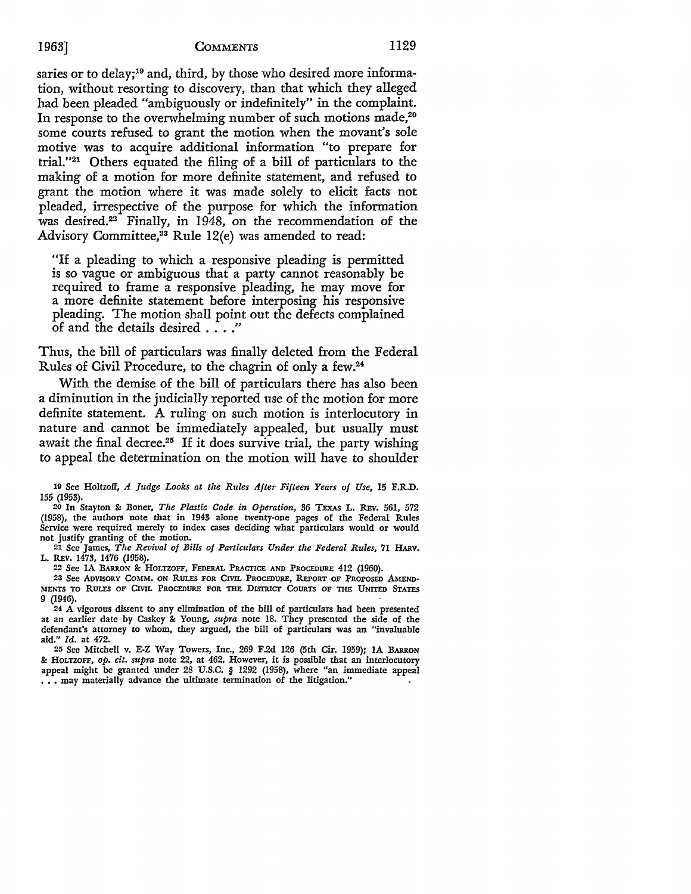saries or to delay;[19] and, third, by those who desired more information, without resorting to discovery, than that which they alleged had been pleaded "ambiguously or indefinitely" in the complaint. In response to the overwhelming number of such motions made,[20] some courts refused to grant the motion when the movant's sole motive was to acquire additional information "to prepare for trial."[21] Others equated the filing of a bill of particulars to the making of a motion for more definite statement, and refused to grant the motion where it was made solely to elicit facts not pleaded, irrespective of the purpose for which the information was desired.[22] Finally, in 1948, on the recommendation of the Advisory Committee,[23] Rule 12(e) was amended to read:

> "If a pleading to which a responsive pleading is permitted is so vague or ambiguous that a party cannot reasonably be required to frame a responsive pleading, he may move for a more definite statement before interposing his responsive pleading. The motion shall point out the defects complained of and the details desired . . . ."

Thus, the bill of particulars was finally deleted from the Federal Rules of Civil Procedure, to the chagrin of only a few.[24]

With the demise of the bill of particulars there has also been a diminution in the judicially reported use of the motion for more definite statement. A ruling on such motion is interlocutory in nature and cannot be immediately appealed, but usually must await the final decree.[25] If it does survive trial, the party wishing to appeal the determination on the motion will have to shoulder

---

19 See Holtzoff, *A Judge Looks at the Rules After Fifteen Years of Use*, 15 F.R.D. 155 (1953).

20 In Stayton & Boner, *The Plastic Code in Operation*, 36 TEXAS L. REV. 561, 572 (1958), the authors note that in 1943 alone twenty-one pages of the Federal Rules Service were required merely to index cases deciding what particulars would or would not justify granting of the motion.

21 See James, *The Revival of Bills of Particulars Under the Federal Rules*, 71 HARV. L. REV. 1473, 1476 (1958).

22 See 1A BARRON & HOLTZOFF, FEDERAL PRACTICE AND PROCEDURE 412 (1960).

23 See ADVISORY COMM. ON RULES FOR CIVIL PROCEDURE, REPORT OF PROPOSED AMENDMENTS TO RULES OF CIVIL PROCEDURE FOR THE DISTRICT COURTS OF THE UNITED STATES 9 (1946).

24 A vigorous dissent to any elimination of the bill of particulars had been presented at an earlier date by Caskey & Young, *supra* note 18. They presented the side of the defendant's attorney to whom, they argued, the bill of particulars was an "invaluable aid." *Id.* at 472.

25 See Mitchell v. E-Z Way Towers, Inc., 269 F.2d 126 (5th Cir. 1959); 1A BARRON & HOLTZOFF, *op. cit. supra* note 22, at 462. However, it is possible that an interlocutory appeal might be granted under 28 U.S.C. § 1292 (1958), where "an immediate appeal . . . may materially advance the ultimate termination of the litigation."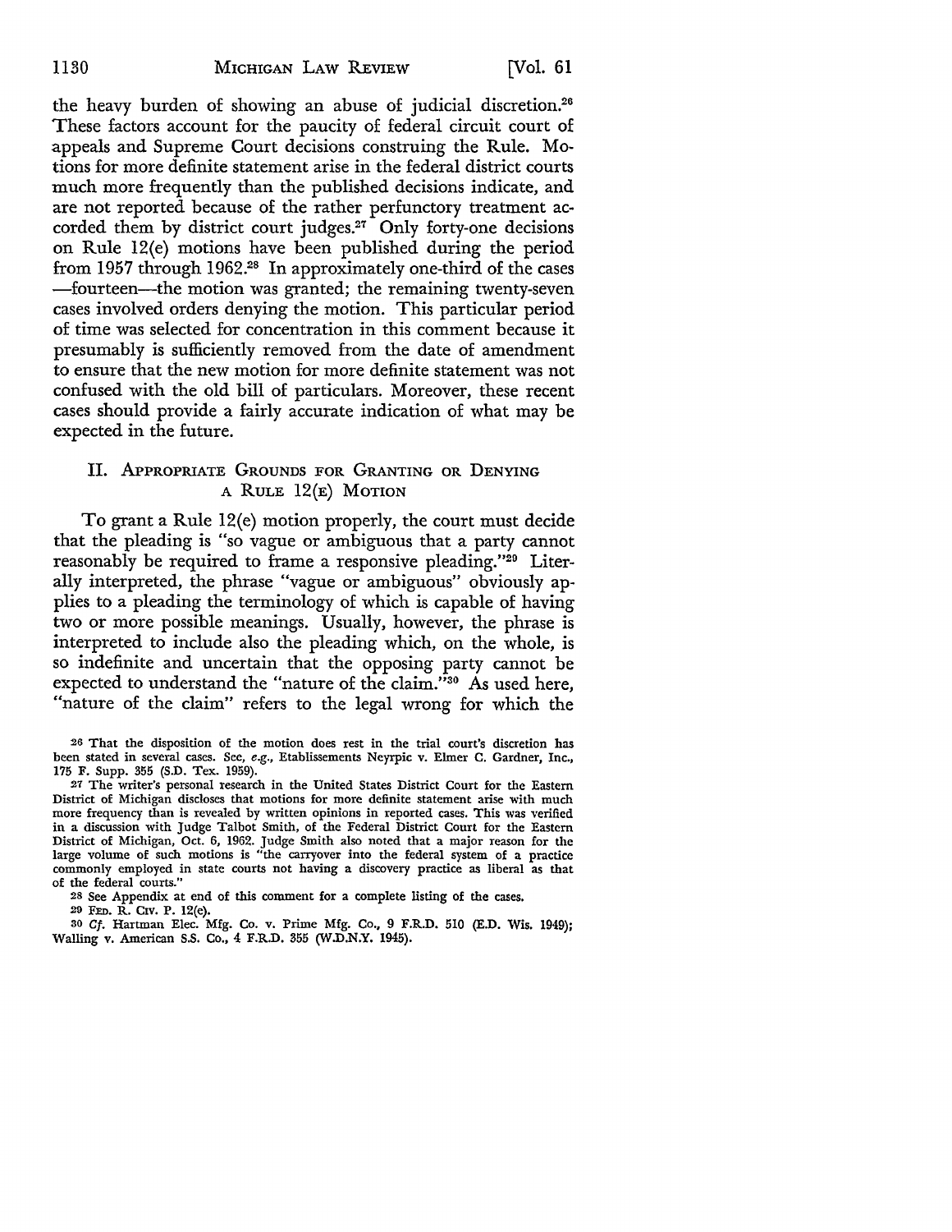the heavy burden of showing an abuse of judicial discretion.[26] These factors account for the paucity of federal circuit court of appeals and Supreme Court decisions construing the Rule. Motions for more definite statement arise in the federal district courts much more frequently than the published decisions indicate, and are not reported because of the rather perfunctory treatment accorded them by district court judges.[27] Only forty-one decisions on Rule 12(e) motions have been published during the period from 1957 through 1962.[28] In approximately one-third of the cases—fourteen—the motion was granted; the remaining twenty-seven cases involved orders denying the motion. This particular period of time was selected for concentration in this comment because it presumably is sufficiently removed from the date of amendment to ensure that the new motion for more definite statement was not confused with the old bill of particulars. Moreover, these recent cases should provide a fairly accurate indication of what may be expected in the future.

## II. Appropriate Grounds for Granting or Denying a Rule 12(e) Motion

To grant a Rule 12(e) motion properly, the court must decide that the pleading is "so vague or ambiguous that a party cannot reasonably be required to frame a responsive pleading."[29] Literally interpreted, the phrase "vague or ambiguous" obviously applies to a pleading the terminology of which is capable of having two or more possible meanings. Usually, however, the phrase is interpreted to include also the pleading which, on the whole, is so indefinite and uncertain that the opposing party cannot be expected to understand the "nature of the claim."[30] As used here, "nature of the claim" refers to the legal wrong for which the

---

[26] That the disposition of the motion does rest in the trial court's discretion has been stated in several cases. See, *e.g.*, Etablissements Neyrpic v. Elmer C. Gardner, Inc., 175 F. Supp. 355 (S.D. Tex. 1959).

[27] The writer's personal research in the United States District Court for the Eastern District of Michigan discloses that motions for more definite statement arise with much more frequency than is revealed by written opinions in reported cases. This was verified in a discussion with Judge Talbot Smith, of the Federal District Court for the Eastern District of Michigan, Oct. 6, 1962. Judge Smith also noted that a major reason for the large volume of such motions is "the carryover into the federal system of a practice commonly employed in state courts not having a discovery practice as liberal as that of the federal courts."

[28] See Appendix at end of this comment for a complete listing of the cases.

[29] Fed. R. Civ. P. 12(e).

[30] *Cf.* Hartman Elec. Mfg. Co. v. Prime Mfg. Co., 9 F.R.D. 510 (E.D. Wis. 1949); Walling v. American S.S. Co., 4 F.R.D. 355 (W.D.N.Y. 1945).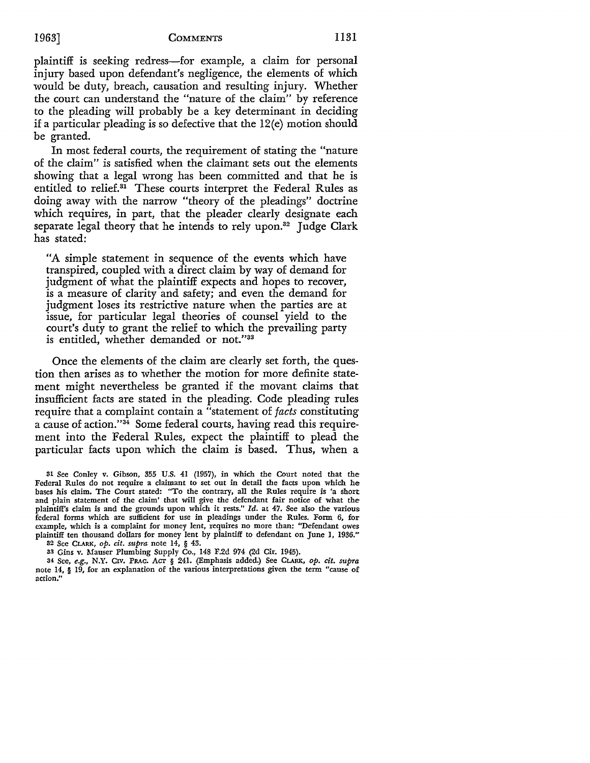plaintiff is seeking redress—for example, a claim for personal injury based upon defendant's negligence, the elements of which would be duty, breach, causation and resulting injury. Whether the court can understand the "nature of the claim" by reference to the pleading will probably be a key determinant in deciding if a particular pleading is so defective that the 12(e) motion should be granted.

In most federal courts, the requirement of stating the "nature of the claim" is satisfied when the claimant sets out the elements showing that a legal wrong has been committed and that he is entitled to relief.[31] These courts interpret the Federal Rules as doing away with the narrow "theory of the pleadings" doctrine which requires, in part, that the pleader clearly designate each separate legal theory that he intends to rely upon.[32] Judge Clark has stated:

> "A simple statement in sequence of the events which have transpired, coupled with a direct claim by way of demand for judgment of what the plaintiff expects and hopes to recover, is a measure of clarity and safety; and even the demand for judgment loses its restrictive nature when the parties are at issue, for particular legal theories of counsel yield to the court's duty to grant the relief to which the prevailing party is entitled, whether demanded or not."[33]

Once the elements of the claim are clearly set forth, the question then arises as to whether the motion for more definite statement might nevertheless be granted if the movant claims that insufficient facts are stated in the pleading. Code pleading rules require that a complaint contain a "statement of *facts* constituting a cause of action."[34] Some federal courts, having read this requirement into the Federal Rules, expect the plaintiff to plead the particular facts upon which the claim is based. Thus, when a

---

[31] See Conley v. Gibson, 355 U.S. 41 (1957), in which the Court noted that the Federal Rules do not require a claimant to set out in detail the facts upon which he bases his claim. The Court stated: "To the contrary, all the Rules require is 'a short and plain statement of the claim' that will give the defendant fair notice of what the plaintiff's claim is and the grounds upon which it rests." *Id.* at 47. See also the various federal forms which are sufficient for use in pleadings under the Rules. Form 6, for example, which is a complaint for money lent, requires no more than: "Defendant owes plaintiff ten thousand dollars for money lent by plaintiff to defendant on June 1, 1936."

[32] See CLARK, *op. cit. supra* note 14, § 43.

[33] Gins v. Mauser Plumbing Supply Co., 148 F.2d 974 (2d Cir. 1945).

[34] See, *e.g.*, N.Y. CIV. PRAC. ACT § 241. (Emphasis added.) See CLARK, *op. cit. supra* note 14, § 19, for an explanation of the various interpretations given the term "cause of action."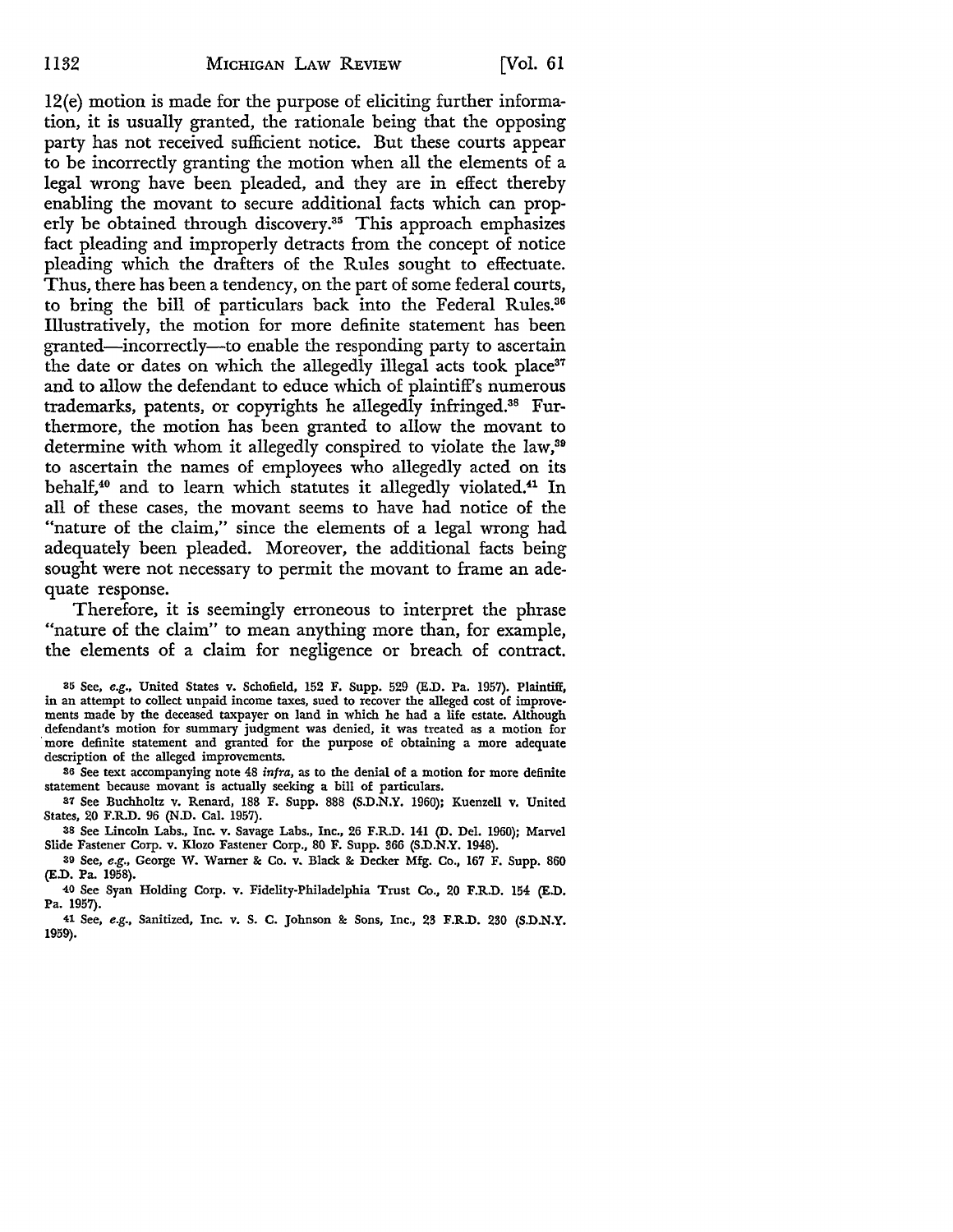12(e) motion is made for the purpose of eliciting further information, it is usually granted, the rationale being that the opposing party has not received sufficient notice. But these courts appear to be incorrectly granting the motion when all the elements of a legal wrong have been pleaded, and they are in effect thereby enabling the movant to secure additional facts which can properly be obtained through discovery.[35] This approach emphasizes fact pleading and improperly detracts from the concept of notice pleading which the drafters of the Rules sought to effectuate. Thus, there has been a tendency, on the part of some federal courts, to bring the bill of particulars back into the Federal Rules.[36] Illustratively, the motion for more definite statement has been granted—incorrectly—to enable the responding party to ascertain the date or dates on which the allegedly illegal acts took place[37] and to allow the defendant to educe which of plaintiff's numerous trademarks, patents, or copyrights he allegedly infringed.[38] Furthermore, the motion has been granted to allow the movant to determine with whom it allegedly conspired to violate the law,[39] to ascertain the names of employees who allegedly acted on its behalf,[40] and to learn which statutes it allegedly violated.[41] In all of these cases, the movant seems to have had notice of the "nature of the claim," since the elements of a legal wrong had adequately been pleaded. Moreover, the additional facts being sought were not necessary to permit the movant to frame an adequate response.

Therefore, it is seemingly erroneous to interpret the phrase "nature of the claim" to mean anything more than, for example, the elements of a claim for negligence or breach of contract.

[35] See, *e.g.*, United States v. Schofield, 152 F. Supp. 529 (E.D. Pa. 1957). Plaintiff, in an attempt to collect unpaid income taxes, sued to recover the alleged cost of improvements made by the deceased taxpayer on land in which he had a life estate. Although defendant's motion for summary judgment was denied, it was treated as a motion for more definite statement and granted for the purpose of obtaining a more adequate description of the alleged improvements.

[36] See text accompanying note 48 *infra*, as to the denial of a motion for more definite statement because movant is actually seeking a bill of particulars.

[37] See Buchholtz v. Renard, 188 F. Supp. 888 (S.D.N.Y. 1960); Kuenzell v. United States, 20 F.R.D. 96 (N.D. Cal. 1957).

[38] See Lincoln Labs., Inc. v. Savage Labs., Inc., 26 F.R.D. 141 (D. Del. 1960); Marvel Slide Fastener Corp. v. Klozo Fastener Corp., 80 F. Supp. 366 (S.D.N.Y. 1948).

[39] See, *e.g.*, George W. Warner & Co. v. Black & Decker Mfg. Co., 167 F. Supp. 860 (E.D. Pa. 1958).

[40] See Syan Holding Corp. v. Fidelity-Philadelphia Trust Co., 20 F.R.D. 154 (E.D. Pa. 1957).

[41] See, *e.g.*, Sanitized, Inc. v. S. C. Johnson & Sons, Inc., 23 F.R.D. 230 (S.D.N.Y. 1959).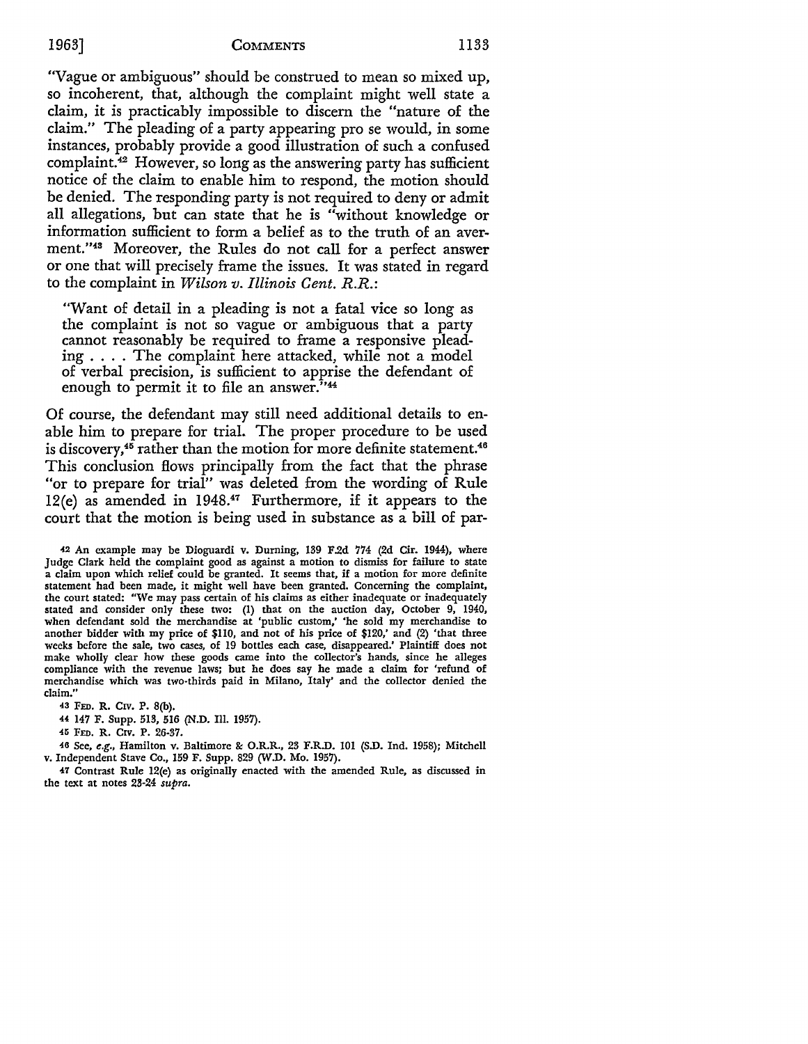"Vague or ambiguous" should be construed to mean so mixed up, so incoherent, that, although the complaint might well state a claim, it is practicably impossible to discern the "nature of the claim." The pleading of a party appearing pro se would, in some instances, probably provide a good illustration of such a confused complaint.[42] However, so long as the answering party has sufficient notice of the claim to enable him to respond, the motion should be denied. The responding party is not required to deny or admit all allegations, but can state that he is "without knowledge or information sufficient to form a belief as to the truth of an averment."[43] Moreover, the Rules do not call for a perfect answer or one that will precisely frame the issues. It was stated in regard to the complaint in *Wilson v. Illinois Cent. R.R.*:

> "Want of detail in a pleading is not a fatal vice so long as the complaint is not so vague or ambiguous that a party cannot reasonably be required to frame a responsive pleading . . . . The complaint here attacked, while not a model of verbal precision, is sufficient to apprise the defendant of enough to permit it to file an answer."[44]

Of course, the defendant may still need additional details to enable him to prepare for trial. The proper procedure to be used is discovery,[45] rather than the motion for more definite statement.[46] This conclusion flows principally from the fact that the phrase "or to prepare for trial" was deleted from the wording of Rule 12(e) as amended in 1948.[47] Furthermore, if it appears to the court that the motion is being used in substance as a bill of par-

---

[42] An example may be Dioguardi v. Durning, 139 F.2d 774 (2d Cir. 1944), where Judge Clark held the complaint good as against a motion to dismiss for failure to state a claim upon which relief could be granted. It seems that, if a motion for more definite statement had been made, it might well have been granted. Concerning the complaint, the court stated: "We may pass certain of his claims as either inadequate or inadequately stated and consider only these two: (1) that on the auction day, October 9, 1940, when defendant sold the merchandise at 'public custom,' 'he sold my merchandise to another bidder with my price of $110, and not of his price of $120,' and (2) 'that three weeks before the sale, two cases, of 19 bottles each case, disappeared.' Plaintiff does not make wholly clear how these goods came into the collector's hands, since he alleges compliance with the revenue laws; but he does say he made a claim for 'refund of merchandise which was two-thirds paid in Milano, Italy' and the collector denied the claim."

[43] FED. R. CIV. P. 8(b).

[44] 147 F. Supp. 513, 516 (N.D. Ill. 1957).

[45] FED. R. CIV. P. 26-37.

[46] See, *e.g.*, Hamilton v. Baltimore & O.R.R., 23 F.R.D. 101 (S.D. Ind. 1958); Mitchell v. Independent Stave Co., 159 F. Supp. 829 (W.D. Mo. 1957).

[47] Contrast Rule 12(e) as originally enacted with the amended Rule, as discussed in the text at notes 23-24 *supra*.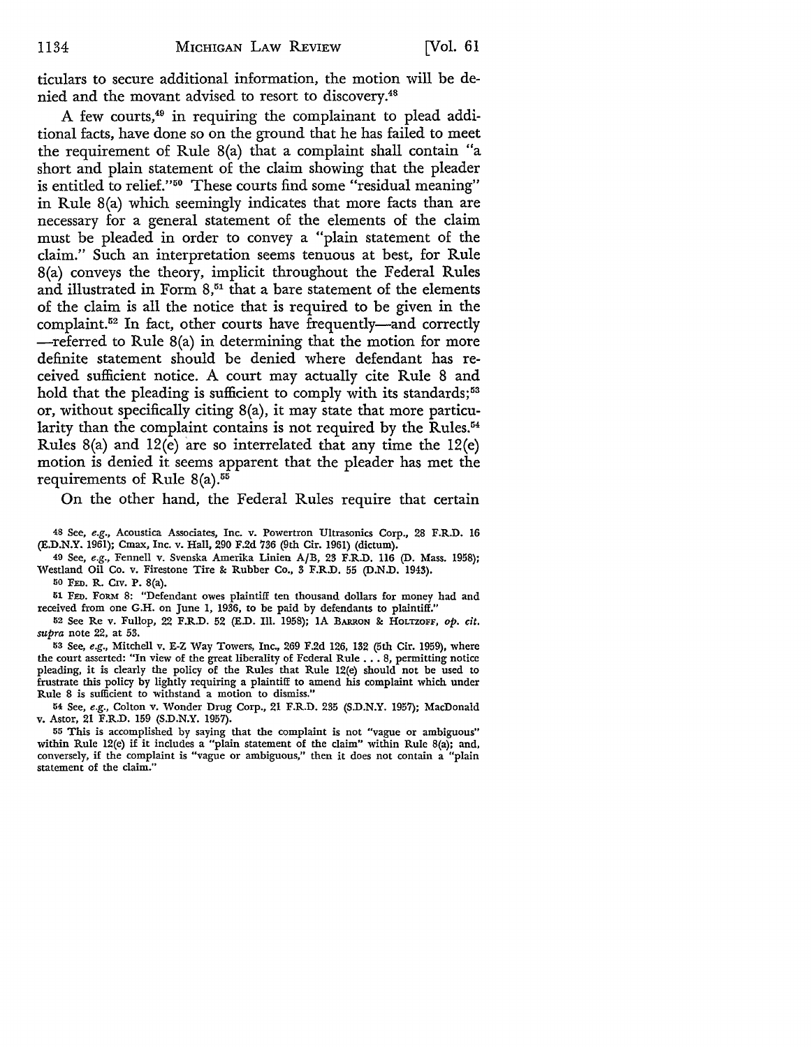ticulars to secure additional information, the motion will be denied and the movant advised to resort to discovery.[48]

A few courts,[49] in requiring the complainant to plead additional facts, have done so on the ground that he has failed to meet the requirement of Rule 8(a) that a complaint shall contain "a short and plain statement of the claim showing that the pleader is entitled to relief."[50] These courts find some "residual meaning" in Rule 8(a) which seemingly indicates that more facts than are necessary for a general statement of the elements of the claim must be pleaded in order to convey a "plain statement of the claim." Such an interpretation seems tenuous at best, for Rule 8(a) conveys the theory, implicit throughout the Federal Rules and illustrated in Form 8,[51] that a bare statement of the elements of the claim is all the notice that is required to be given in the complaint.[52] In fact, other courts have frequently—and correctly—referred to Rule 8(a) in determining that the motion for more definite statement should be denied where defendant has received sufficient notice. A court may actually cite Rule 8 and hold that the pleading is sufficient to comply with its standards;[53] or, without specifically citing 8(a), it may state that more particularity than the complaint contains is not required by the Rules.[54] Rules 8(a) and 12(e) are so interrelated that any time the 12(e) motion is denied it seems apparent that the pleader has met the requirements of Rule 8(a).[55]

On the other hand, the Federal Rules require that certain

48 See, *e.g.*, Acoustica Associates, Inc. v. Powertron Ultrasonics Corp., 28 F.R.D. 16 (E.D.N.Y. 1961); Cmax, Inc. v. Hall, 290 F.2d 736 (9th Cir. 1961) (dictum).

49 See, *e.g.*, Fennell v. Svenska Amerika Linien A/B, 23 F.R.D. 116 (D. Mass. 1958); Westland Oil Co. v. Firestone Tire & Rubber Co., 3 F.R.D. 55 (D.N.D. 1943).

50 FED. R. CIV. P. 8(a).

51 FED. FORM 8: "Defendant owes plaintiff ten thousand dollars for money had and received from one G.H. on June 1, 1936, to be paid by defendants to plaintiff."

52 See Re v. Fullop, 22 F.R.D. 52 (E.D. Ill. 1958); 1A BARRON & HOLTZOFF, *op. cit. supra* note 22, at 53.

53 See, *e.g.*, Mitchell v. E-Z Way Towers, Inc., 269 F.2d 126, 132 (5th Cir. 1959), where the court asserted: "In view of the great liberality of Federal Rule . . . 8, permitting notice pleading, it is clearly the policy of the Rules that Rule 12(e) should not be used to frustrate this policy by lightly requiring a plaintiff to amend his complaint which under Rule 8 is sufficient to withstand a motion to dismiss."

54 See, *e.g.*, Colton v. Wonder Drug Corp., 21 F.R.D. 235 (S.D.N.Y. 1957); MacDonald v. Astor, 21 F.R.D. 159 (S.D.N.Y. 1957).

55 This is accomplished by saying that the complaint is not "vague or ambiguous" within Rule 12(e) if it includes a "plain statement of the claim" within Rule 8(a); and, conversely, if the complaint is "vague or ambiguous," then it does not contain a "plain statement of the claim."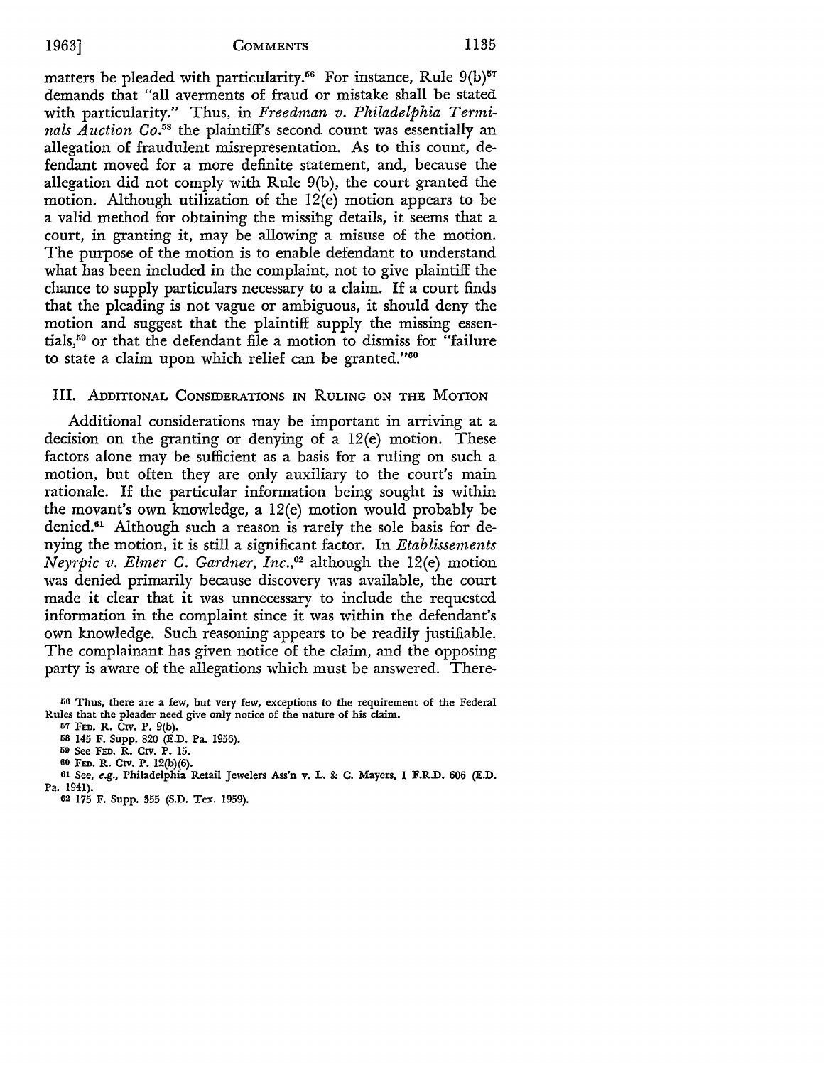matters be pleaded with particularity.[56] For instance, Rule 9(b)[57] demands that "all averments of fraud or mistake shall be stated with particularity." Thus, in *Freedman v. Philadelphia Terminals Auction Co.*[58] the plaintiff's second count was essentially an allegation of fraudulent misrepresentation. As to this count, defendant moved for a more definite statement, and, because the allegation did not comply with Rule 9(b), the court granted the motion. Although utilization of the 12(e) motion appears to be a valid method for obtaining the missing details, it seems that a court, in granting it, may be allowing a misuse of the motion. The purpose of the motion is to enable defendant to understand what has been included in the complaint, not to give plaintiff the chance to supply particulars necessary to a claim. If a court finds that the pleading is not vague or ambiguous, it should deny the motion and suggest that the plaintiff supply the missing essentials,[59] or that the defendant file a motion to dismiss for "failure to state a claim upon which relief can be granted."[60]

## III. Additional Considerations in Ruling on the Motion

Additional considerations may be important in arriving at a decision on the granting or denying of a 12(e) motion. These factors alone may be sufficient as a basis for a ruling on such a motion, but often they are only auxiliary to the court's main rationale. If the particular information being sought is within the movant's own knowledge, a 12(e) motion would probably be denied.[61] Although such a reason is rarely the sole basis for denying the motion, it is still a significant factor. In *Etablissements Neyrpic v. Elmer C. Gardner, Inc.*,[62] although the 12(e) motion was denied primarily because discovery was available, the court made it clear that it was unnecessary to include the requested information in the complaint since it was within the defendant's own knowledge. Such reasoning appears to be readily justifiable. The complainant has given notice of the claim, and the opposing party is aware of the allegations which must be answered. There-

[56] Thus, there are a few, but very few, exceptions to the requirement of the Federal Rules that the pleader need give only notice of the nature of his claim.

[57] Fed. R. Civ. P. 9(b).

[58] 145 F. Supp. 820 (E.D. Pa. 1956).

[59] See Fed. R. Civ. P. 15.

[60] Fed. R. Civ. P. 12(b)(6).

[61] See, *e.g.*, Philadelphia Retail Jewelers Ass'n v. L. & C. Mayers, 1 F.R.D. 606 (E.D. Pa. 1941).

[62] 175 F. Supp. 355 (S.D. Tex. 1959).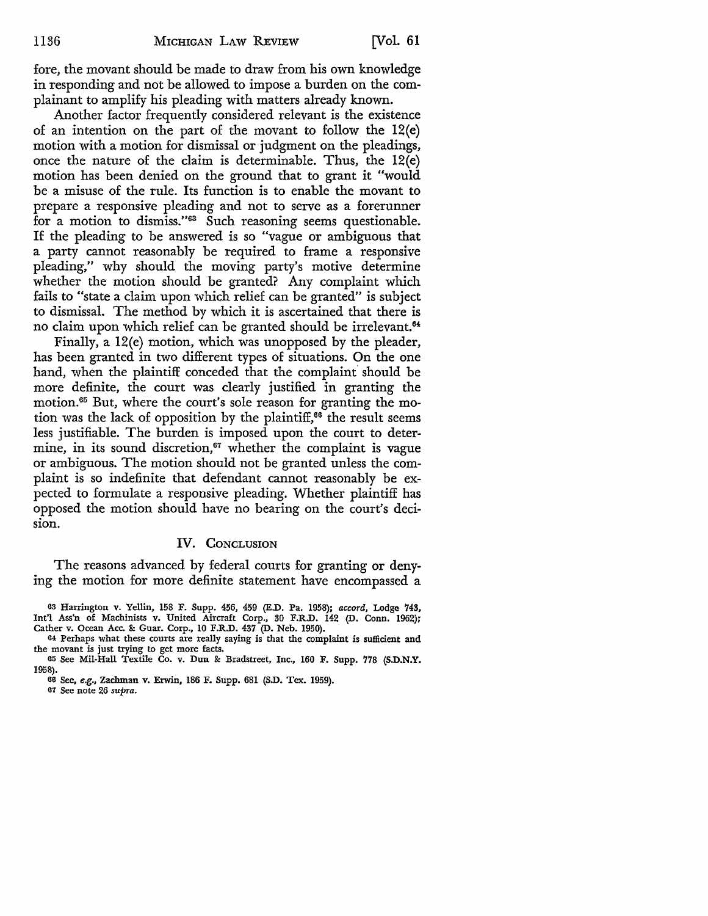fore, the movant should be made to draw from his own knowledge in responding and not be allowed to impose a burden on the complainant to amplify his pleading with matters already known.

Another factor frequently considered relevant is the existence of an intention on the part of the movant to follow the 12(e) motion with a motion for dismissal or judgment on the pleadings, once the nature of the claim is determinable. Thus, the 12(e) motion has been denied on the ground that to grant it "would be a misuse of the rule. Its function is to enable the movant to prepare a responsive pleading and not to serve as a forerunner for a motion to dismiss."[63] Such reasoning seems questionable. If the pleading to be answered is so "vague or ambiguous that a party cannot reasonably be required to frame a responsive pleading," why should the moving party's motive determine whether the motion should be granted? Any complaint which fails to "state a claim upon which relief can be granted" is subject to dismissal. The method by which it is ascertained that there is no claim upon which relief can be granted should be irrelevant.[64]

Finally, a 12(e) motion, which was unopposed by the pleader, has been granted in two different types of situations. On the one hand, when the plaintiff conceded that the complaint should be more definite, the court was clearly justified in granting the motion.[65] But, where the court's sole reason for granting the motion was the lack of opposition by the plaintiff,[66] the result seems less justifiable. The burden is imposed upon the court to determine, in its sound discretion,[67] whether the complaint is vague or ambiguous. The motion should not be granted unless the complaint is so indefinite that defendant cannot reasonably be expected to formulate a responsive pleading. Whether plaintiff has opposed the motion should have no bearing on the court's decision.

## IV. Conclusion

The reasons advanced by federal courts for granting or denying the motion for more definite statement have encompassed a

[63] Harrington v. Yellin, 158 F. Supp. 456, 459 (E.D. Pa. 1958); *accord*, Lodge 743, Int'l Ass'n of Machinists v. United Aircraft Corp., 30 F.R.D. 142 (D. Conn. 1962); Cather v. Ocean Acc. & Guar. Corp., 10 F.R.D. 437 (D. Neb. 1950).

[64] Perhaps what these courts are really saying is that the complaint is sufficient and the movant is just trying to get more facts.

[65] See Mil-Hall Textile Co. v. Dun & Bradstreet, Inc., 160 F. Supp. 778 (S.D.N.Y. 1958).

[66] See, *e.g.*, Zachman v. Erwin, 186 F. Supp. 681 (S.D. Tex. 1959).

[67] See note 26 *supra*.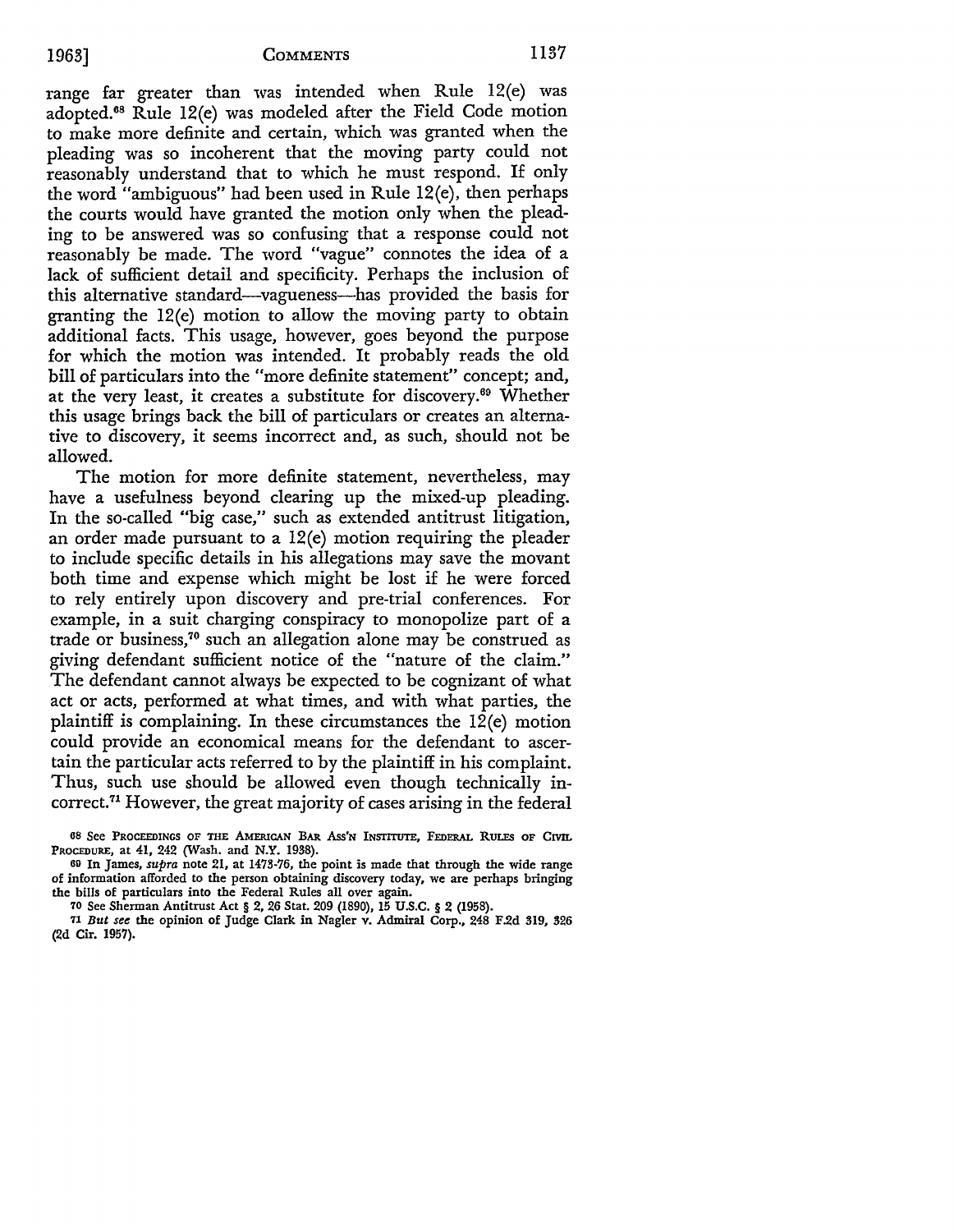range far greater than was intended when Rule 12(e) was adopted.[68] Rule 12(e) was modeled after the Field Code motion to make more definite and certain, which was granted when the pleading was so incoherent that the moving party could not reasonably understand that to which he must respond. If only the word "ambiguous" had been used in Rule 12(e), then perhaps the courts would have granted the motion only when the pleading to be answered was so confusing that a response could not reasonably be made. The word "vague" connotes the idea of a lack of sufficient detail and specificity. Perhaps the inclusion of this alternative standard—vagueness—has provided the basis for granting the 12(e) motion to allow the moving party to obtain additional facts. This usage, however, goes beyond the purpose for which the motion was intended. It probably reads the old bill of particulars into the "more definite statement" concept; and, at the very least, it creates a substitute for discovery.[69] Whether this usage brings back the bill of particulars or creates an alternative to discovery, it seems incorrect and, as such, should not be allowed.

The motion for more definite statement, nevertheless, may have a usefulness beyond clearing up the mixed-up pleading. In the so-called "big case," such as extended antitrust litigation, an order made pursuant to a 12(e) motion requiring the pleader to include specific details in his allegations may save the movant both time and expense which might be lost if he were forced to rely entirely upon discovery and pre-trial conferences. For example, in a suit charging conspiracy to monopolize part of a trade or business,[70] such an allegation alone may be construed as giving defendant sufficient notice of the "nature of the claim." The defendant cannot always be expected to be cognizant of what act or acts, performed at what times, and with what parties, the plaintiff is complaining. In these circumstances the 12(e) motion could provide an economical means for the defendant to ascertain the particular acts referred to by the plaintiff in his complaint. Thus, such use should be allowed even though technically incorrect.[71] However, the great majority of cases arising in the federal

---

[68] See PROCEEDINGS OF THE AMERICAN BAR ASS'N INSTITUTE, FEDERAL RULES OF CIVIL PROCEDURE, at 41, 242 (Wash. and N.Y. 1938).

[69] In James, *supra* note 21, at 1473-76, the point is made that through the wide range of information afforded to the person obtaining discovery today, we are perhaps bringing the bills of particulars into the Federal Rules all over again.

[70] See Sherman Antitrust Act § 2, 26 Stat. 209 (1890), 15 U.S.C. § 2 (1958).

[71] *But see* the opinion of Judge Clark in Nagler v. Admiral Corp., 248 F.2d 319, 326 (2d Cir. 1957).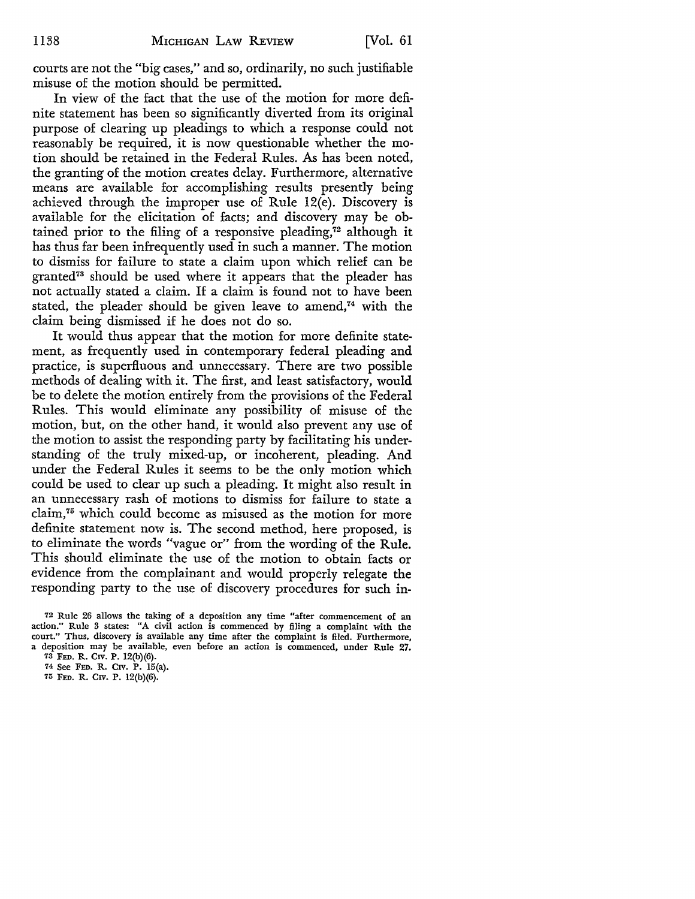courts are not the "big cases," and so, ordinarily, no such justifiable misuse of the motion should be permitted.

In view of the fact that the use of the motion for more definite statement has been so significantly diverted from its original purpose of clearing up pleadings to which a response could not reasonably be required, it is now questionable whether the motion should be retained in the Federal Rules. As has been noted, the granting of the motion creates delay. Furthermore, alternative means are available for accomplishing results presently being achieved through the improper use of Rule 12(e). Discovery is available for the elicitation of facts; and discovery may be obtained prior to the filing of a responsive pleading,[72] although it has thus far been infrequently used in such a manner. The motion to dismiss for failure to state a claim upon which relief can be granted[73] should be used where it appears that the pleader has not actually stated a claim. If a claim is found not to have been stated, the pleader should be given leave to amend,[74] with the claim being dismissed if he does not do so.

It would thus appear that the motion for more definite statement, as frequently used in contemporary federal pleading and practice, is superfluous and unnecessary. There are two possible methods of dealing with it. The first, and least satisfactory, would be to delete the motion entirely from the provisions of the Federal Rules. This would eliminate any possibility of misuse of the motion, but, on the other hand, it would also prevent any use of the motion to assist the responding party by facilitating his understanding of the truly mixed-up, or incoherent, pleading. And under the Federal Rules it seems to be the only motion which could be used to clear up such a pleading. It might also result in an unnecessary rash of motions to dismiss for failure to state a claim,[75] which could become as misused as the motion for more definite statement now is. The second method, here proposed, is to eliminate the words "vague or" from the wording of the Rule. This should eliminate the use of the motion to obtain facts or evidence from the complainant and would properly relegate the responding party to the use of discovery procedures for such in-

[72] Rule 26 allows the taking of a deposition any time "after commencement of an action." Rule 3 states: "A civil action is commenced by filing a complaint with the court." Thus, discovery is available any time after the complaint is filed. Furthermore, a deposition may be available, even before an action is commenced, under Rule 27.

[73] FED. R. CIV. P. 12(b)(6).

[74] See FED. R. CIV. P. 15(a).

[75] FED. R. CIV. P. 12(b)(6).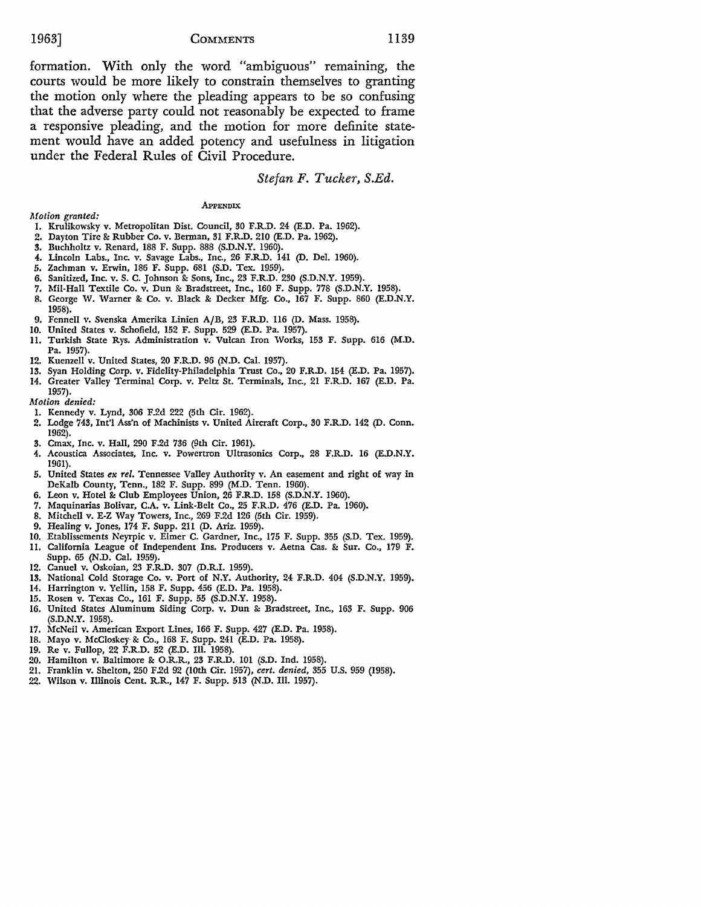formation. With only the word "ambiguous" remaining, the courts would be more likely to constrain themselves to granting the motion only where the pleading appears to be so confusing that the adverse party could not reasonably be expected to frame a responsive pleading, and the motion for more definite statement would have an added potency and usefulness in litigation under the Federal Rules of Civil Procedure.

*Stefan F. Tucker, S.Ed.*

## APPENDIX

*Motion granted:*

1. Krulikowsky v. Metropolitan Dist. Council, 30 F.R.D. 24 (E.D. Pa. 1962).
2. Dayton Tire & Rubber Co. v. Berman, 31 F.R.D. 210 (E.D. Pa. 1962).
3. Buchholtz v. Renard, 188 F. Supp. 888 (S.D.N.Y. 1960).
4. Lincoln Labs., Inc. v. Savage Labs., Inc., 26 F.R.D. 141 (D. Del. 1960).
5. Zachman v. Erwin, 186 F. Supp. 681 (S.D. Tex. 1959).
6. Sanitized, Inc. v. S. C. Johnson & Sons, Inc., 23 F.R.D. 230 (S.D.N.Y. 1959).
7. Mil-Hall Textile Co. v. Dun & Bradstreet, Inc., 160 F. Supp. 778 (S.D.N.Y. 1958).
8. George W. Warner & Co. v. Black & Decker Mfg. Co., 167 F. Supp. 860 (E.D.N.Y. 1958).
9. Fennell v. Svenska Amerika Linien A/B, 23 F.R.D. 116 (D. Mass. 1958).
10. United States v. Schofield, 152 F. Supp. 529 (E.D. Pa. 1957).
11. Turkish State Rys. Administration v. Vulcan Iron Works, 153 F. Supp. 616 (M.D. Pa. 1957).
12. Kuenzell v. United States, 20 F.R.D. 96 (N.D. Cal. 1957).
13. Syan Holding Corp. v. Fidelity-Philadelphia Trust Co., 20 F.R.D. 154 (E.D. Pa. 1957).
14. Greater Valley Terminal Corp. v. Peltz St. Terminals, Inc., 21 F.R.D. 167 (E.D. Pa. 1957).

*Motion denied:*

1. Kennedy v. Lynd, 306 F.2d 222 (5th Cir. 1962).
2. Lodge 743, Int'l Ass'n of Machinists v. United Aircraft Corp., 30 F.R.D. 142 (D. Conn. 1962).
3. Cmax, Inc. v. Hall, 290 F.2d 736 (9th Cir. 1961).
4. Acoustica Associates, Inc. v. Powertron Ultrasonics Corp., 28 F.R.D. 16 (E.D.N.Y. 1961).
5. United States *ex rel.* Tennessee Valley Authority v. An easement and right of way in DeKalb County, Tenn., 182 F. Supp. 899 (M.D. Tenn. 1960).
6. Leon v. Hotel & Club Employees Union, 26 F.R.D. 158 (S.D.N.Y. 1960).
7. Maquinarias Bolivar, C.A. v. Link-Belt Co., 25 F.R.D. 476 (E.D. Pa. 1960).
8. Mitchell v. E-Z Way Towers, Inc., 269 F.2d 126 (5th Cir. 1959).
9. Healing v. Jones, 174 F. Supp. 211 (D. Ariz. 1959).
10. Etablissements Neyrpic v. Elmer C. Gardner, Inc., 175 F. Supp. 355 (S.D. Tex. 1959).
11. California League of Independent Ins. Producers v. Aetna Cas. & Sur. Co., 179 F. Supp. 65 (N.D. Cal. 1959).
12. Canuel v. Oskoian, 23 F.R.D. 307 (D.R.I. 1959).
13. National Cold Storage Co. v. Port of N.Y. Authority, 24 F.R.D. 404 (S.D.N.Y. 1959).
14. Harrington v. Yellin, 158 F. Supp. 456 (E.D. Pa. 1958).
15. Rosen v. Texas Co., 161 F. Supp. 55 (S.D.N.Y. 1958).
16. United States Aluminum Siding Corp. v. Dun & Bradstreet, Inc., 163 F. Supp. 906 (S.D.N.Y. 1958).
17. McNeil v. American Export Lines, 166 F. Supp. 427 (E.D. Pa. 1958).
18. Mayo v. McCloskey & Co., 168 F. Supp. 241 (E.D. Pa. 1958).
19. Re v. Fullop, 22 F.R.D. 52 (E.D. Ill. 1958).
20. Hamilton v. Baltimore & O.R.R., 23 F.R.D. 101 (S.D. Ind. 1958).
21. Franklin v. Shelton, 250 F.2d 92 (10th Cir. 1957), *cert. denied*, 355 U.S. 959 (1958).
22. Wilson v. Illinois Cent. R.R., 147 F. Supp. 513 (N.D. Ill. 1957).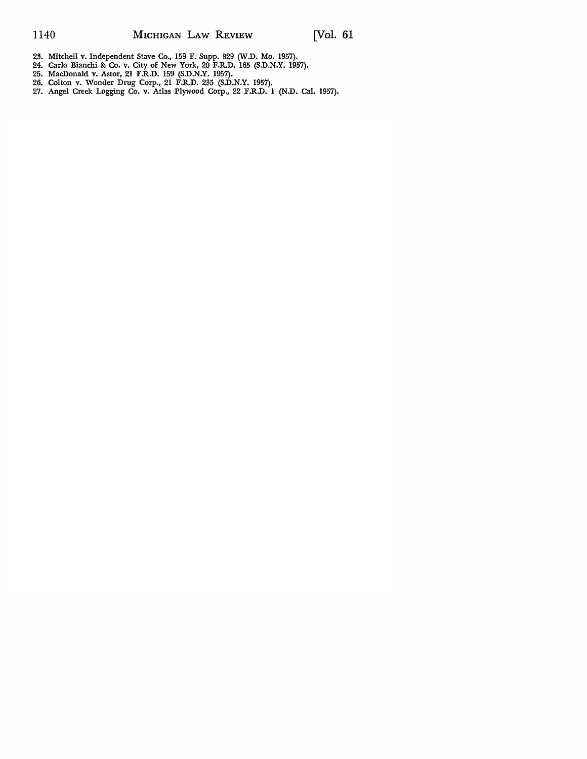23. Mitchell v. Independent Stave Co., 159 F. Supp. 829 (W.D. Mo. 1957).
24. Carlo Bianchi & Co. v. City of New York, 20 F.R.D. 165 (S.D.N.Y. 1957).
25. MacDonald v. Astor, 21 F.R.D. 159 (S.D.N.Y. 1957).
26. Colton v. Wonder Drug Corp., 21 F.R.D. 235 (S.D.N.Y. 1957).
27. Angel Creek Logging Co. v. Atlas Plywood Corp., 22 F.R.D. 1 (N.D. Cal. 1957).